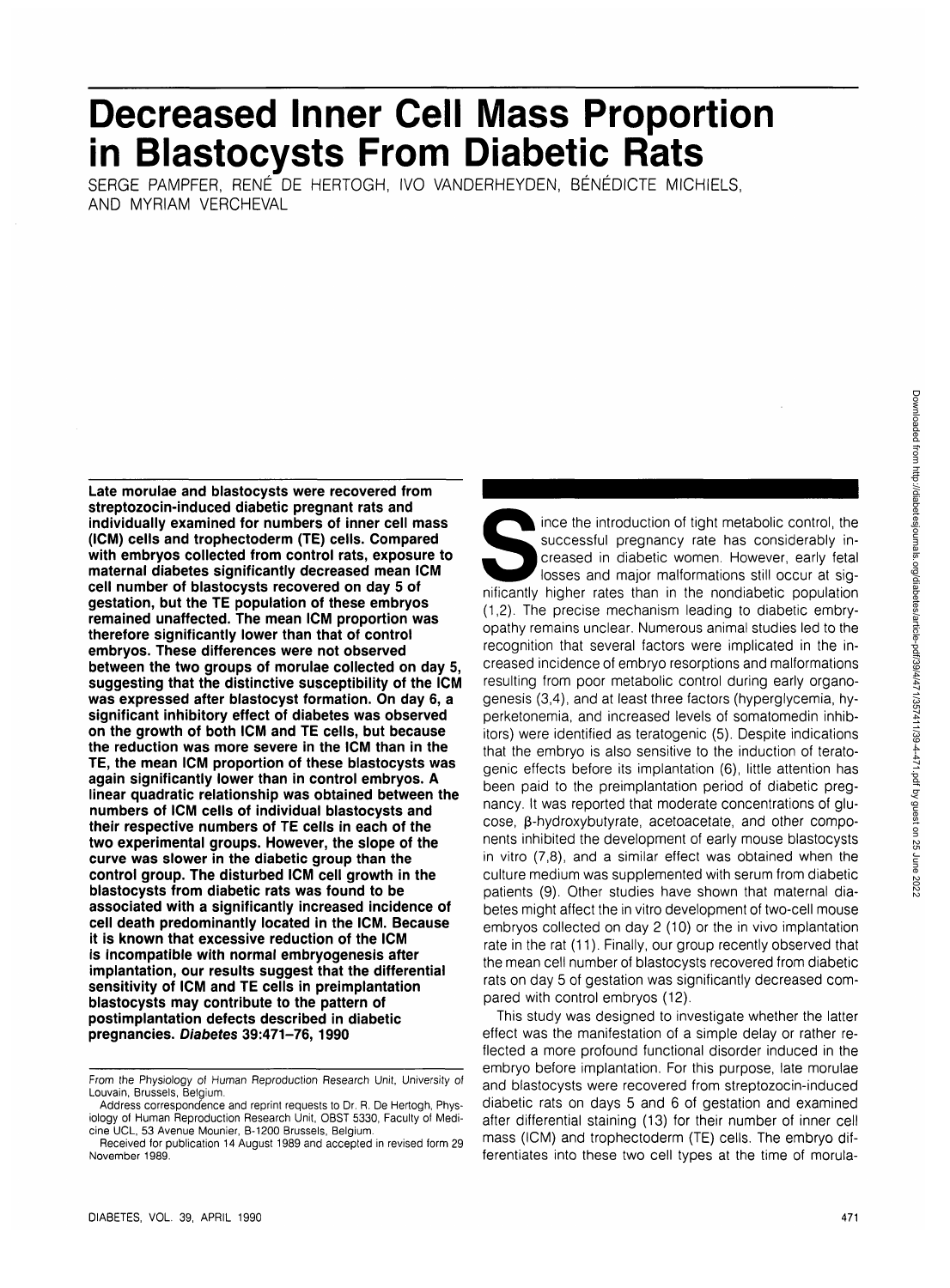# Decreased Inner Cell Mass Proportion in Blastocysts From Diabetic Rats

SERGE PAMPFER, RENÉ DE HERTOGH, IVO VANDERHEYDEN, BÉNÉDICTE MICHIELS, AND MYRIAM VERCHEVAL

**Late morulae and blastocysts were recovered from streptozocin-induced diabetic pregnant rats and individually examined for numbers of inner cell mass (ICM) cells and trophectoderm (TE) cells. Compared with embryos collected from control rats, exposure to maternal diabetes significantly decreased mean ICM cell number of blastocysts recovered on day 5 of gestation, but the TE population of these embryos remained unaffected. The mean ICM proportion was therefore significantly lower than that of control embryos. These differences were not observed between the two groups of morulae collected on day 5, suggesting that the distinctive susceptibility of the ICM was expressed after blastocyst formation. On day 6, a significant inhibitory effect of diabetes was observed on the growth of both ICM and TE cells, but because the reduction was more severe in the ICM than in the TE, the mean ICM proportion of these blastocysts was again significantly lower than in control embryos. A linear quadratic relationship was obtained between the numbers of ICM cells of individual blastocysts and their respective numbers of TE cells in each of the two experimental groups. However, the slope of the curve was slower in the diabetic group than the control group. The disturbed ICM cell growth in the blastocysts from diabetic rats was found to be associated with a significantly increased incidence of cell death predominantly located in the ICM. Because it is known that excessive reduction of the ICM is incompatible with normal embryogenesis after implantation, our results suggest that the differential sensitivity of ICM and TE cells in preimplantation blastocysts may contribute to the pattern of postimplantation defects described in diabetic pregnancies. *Diabetes* 39:471–76, 1990**

From the Physiology of Human Reproduction Research Unit, University of Louvain, Brussels, Belgium.

Address correspondence and reprint requests to Dr. R. De Hertogh, Physiology of Human Reproduction Research Unit, OBST 5330, Faculty of Medicine UCL, 53 Avenue Mounier, B-1200 Brussels, Belgium.

Received for publication 14 August 1989 and accepted in revised form 29 November 1989.

Since the introduction of tight metabolic control, the successful pregnancy rate has considerably increased in diabetic women. However, early fetal losses and major malformations still occur at significantly higher rates than in the nondiabetic population (1,2). The precise mechanism leading to diabetic embryopathy remains unclear. Numerous animal studies led to the recognition that several factors were implicated in the increased incidence of embryo resorptions and malformations resulting from poor metabolic control during early organogenesis (3,4), and at least three factors (hyperglycemia, hyperketonemia, and increased levels of somatomedin inhibitors) were identified as teratogenic (5). Despite indications that the embryo is also sensitive to the induction of teratogenic effects before its implantation (6), little attention has been paid to the preimplantation period of diabetic pregnancy. It was reported that moderate concentrations of glucose, β-hydroxybutyrate, acetoacetate, and other components inhibited the development of early mouse blastocysts in vitro (7,8), and a similar effect was obtained when the culture medium was supplemented with serum from diabetic patients (9). Other studies have shown that maternal diabetes might affect the in vitro development of two-cell mouse embryos collected on day 2 (10) or the in vivo implantation rate in the rat (11). Finally, our group recently observed that the mean cell number of blastocysts recovered from diabetic rats on day 5 of gestation was significantly decreased compared with control embryos (12).

This study was designed to investigate whether the latter effect was the manifestation of a simple delay or rather reflected a more profound functional disorder induced in the embryo before implantation. For this purpose, late morulae and blastocysts were recovered from streptozocin-induced diabetic rats on days 5 and 6 of gestation and examined after differential staining (13) for their number of inner cell mass (ICM) and trophectoderm (TE) cells. The embryo differentiates into these two cell types at the time of morula-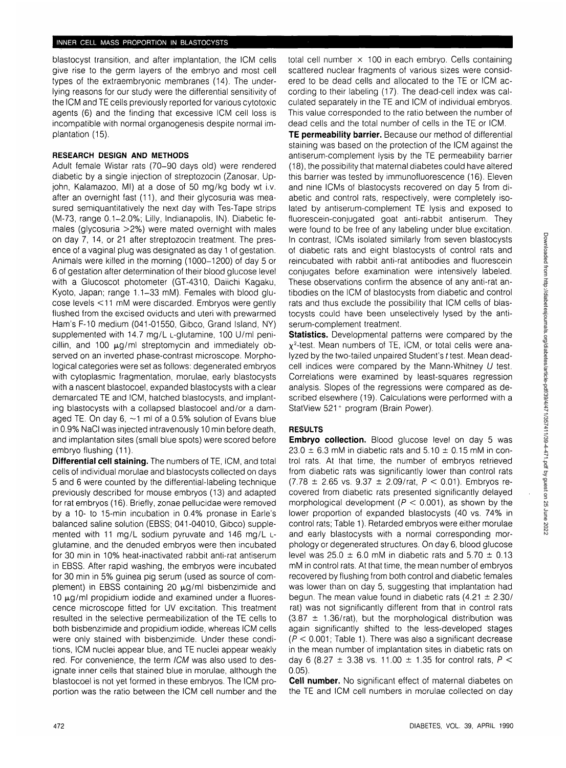blastocyst transition, and after implantation, the ICM cells give rise to the germ layers of the embryo and most cell types of the extraembryonic membranes (14). The underlying reasons for our study were the differential sensitivity of the ICM and TE cells previously reported for various cytotoxic agents (6) and the finding that excessive ICM cell loss is incompatible with normal organogenesis despite normal implantation (15).

## RESEARCH DESIGN AND METHODS

Adult female Wistar rats (70–90 days old) were rendered diabetic by a single injection of streptozocin (Zanosar, Upjohn, Kalamazoo, MI) at a dose of 50 mg/kg body wt i.v. after an overnight fast (11), and their glycosuria was measured semiquantitatively the next day with Tes-Tape strips (M-73, range 0.1–2.0%; Lilly, Indianapolis, IN). Diabetic females (glycosuria >2%) were mated overnight with males on day 7, 14, or 21 after streptozocin treatment. The presence of a vaginal plug was designated as day 1 of gestation. Animals were killed in the morning (1000–1200) of day 5 or 6 of gestation after determination of their blood glucose level with a Glucoscot photometer (GT-4310, Daiichi Kagaku, Kyoto, Japan; range 1.1–33 mM). Females with blood glucose levels <11 mM were discarded. Embryos were gently flushed from the excised oviducts and uteri with prewarmed Ham's F-10 medium (041-01550, Gibco, Grand Island, NY) supplemented with 14.7 mg/L L-glutamine, 100 U/ml penicillin, and 100 μg/ml streptomycin and immediately observed on an inverted phase-contrast microscope. Morphological categories were set as follows: degenerated embryos with cytoplasmic fragmentation, morulae, early blastocysts with a nascent blastocoel, expanded blastocysts with a clear demarcated TE and ICM, hatched blastocysts, and implanting blastocysts with a collapsed blastocoel and/or a damaged TE. On day 6, ~1 ml of a 0.5% solution of Evans blue in 0.9% NaCl was injected intravenously 10 min before death, and implantation sites (small blue spots) were scored before embryo flushing (11).

**Differential cell staining.** The numbers of TE, ICM, and total cells of individual morulae and blastocysts collected on days 5 and 6 were counted by the differential-labeling technique previously described for mouse embryos (13) and adapted for rat embryos (16). Briefly, zonae pellucidae were removed by a 10- to 15-min incubation in 0.4% pronase in Earle's balanced saline solution (EBSS; 041-04010, Gibco) supplemented with 11 mg/L sodium pyruvate and 146 mg/L L-glutamine, and the denuded embryos were then incubated for 30 min in 10% heat-inactivated rabbit anti-rat antiserum in EBSS. After rapid washing, the embryos were incubated for 30 min in 5% guinea pig serum (used as source of complement) in EBSS containing 20 μg/ml bisbenzimide and 10 μg/ml propidium iodide and examined under a fluorescence microscope fitted for UV excitation. This treatment resulted in the selective permeabilization of the TE cells to both bisbenzimide and propidium iodide, whereas ICM cells were only stained with bisbenzimide. Under these conditions, ICM nuclei appear blue, and TE nuclei appear weakly red. For convenience, the term *ICM* was also used to designate inner cells that stained blue in morulae, although the blastocoel is not yet formed in these embryos. The ICM proportion was the ratio between the ICM cell number and the total cell number × 100 in each embryo. Cells containing scattered nuclear fragments of various sizes were considered to be dead cells and allocated to the TE or ICM according to their labeling (17). The dead-cell index was calculated separately in the TE and ICM of individual embryos. This value corresponded to the ratio between the number of dead cells and the total number of cells in the TE or ICM.

**TE permeability barrier.** Because our method of differential staining was based on the protection of the ICM against the antiserum-complement lysis by the TE permeability barrier (18), the possibility that maternal diabetes could have altered this barrier was tested by immunofluorescence (16). Eleven and nine ICMs of blastocysts recovered on day 5 from diabetic and control rats, respectively, were completely isolated by antiserum-complement TE lysis and exposed to fluorescein-conjugated goat anti-rabbit antiserum. They were found to be free of any labeling under blue excitation. In contrast, ICMs isolated similarly from seven blastocysts of diabetic rats and eight blastocysts of control rats and reincubated with rabbit anti-rat antibodies and fluorescein conjugates before examination were intensively labeled. These observations confirm the absence of any anti-rat antibodies on the ICM of blastocysts from diabetic and control rats and thus exclude the possibility that ICM cells of blastocysts could have been unselectively lysed by the antiserum-complement treatment.

**Statistics.** Developmental patterns were compared by the $\chi^2$-test. Mean numbers of TE, ICM, or total cells were analyzed by the two-tailed unpaired Student's *t* test. Mean dead-cell indices were compared by the Mann-Whitney *U* test. Correlations were examined by least-squares regression analysis. Slopes of the regressions were compared as described elsewhere (19). Calculations were performed with a StatView 521+ program (Brain Power).

## RESULTS

**Embryo collection.** Blood glucose level on day 5 was 23.0 ± 6.3 mM in diabetic rats and 5.10 ± 0.15 mM in control rats. At that time, the number of embryos retrieved from diabetic rats was significantly lower than control rats (7.78 ± 2.65 vs. 9.37 ± 2.09/rat, $P < 0.01$). Embryos recovered from diabetic rats presented significantly delayed morphological development ($P < 0.001$), as shown by the lower proportion of expanded blastocysts (40 vs. 74% in control rats; Table 1). Retarded embryos were either morulae and early blastocysts with a normal corresponding morphology or degenerated structures. On day 6, blood glucose level was 25.0 ± 6.0 mM in diabetic rats and 5.70 ± 0.13 mM in control rats. At that time, the mean number of embryos recovered by flushing from both control and diabetic females was lower than on day 5, suggesting that implantation had begun. The mean value found in diabetic rats (4.21 ± 2.30/rat) was not significantly different from that in control rats (3.87 ± 1.36/rat), but the morphological distribution was again significantly shifted to the less-developed stages ($P < 0.001$; Table 1). There was also a significant decrease in the mean number of implantation sites in diabetic rats on day 6 (8.27 ± 3.38 vs. 11.00 ± 1.35 for control rats, $P < 0.05$).

**Cell number.** No significant effect of maternal diabetes on the TE and ICM cell numbers in morulae collected on day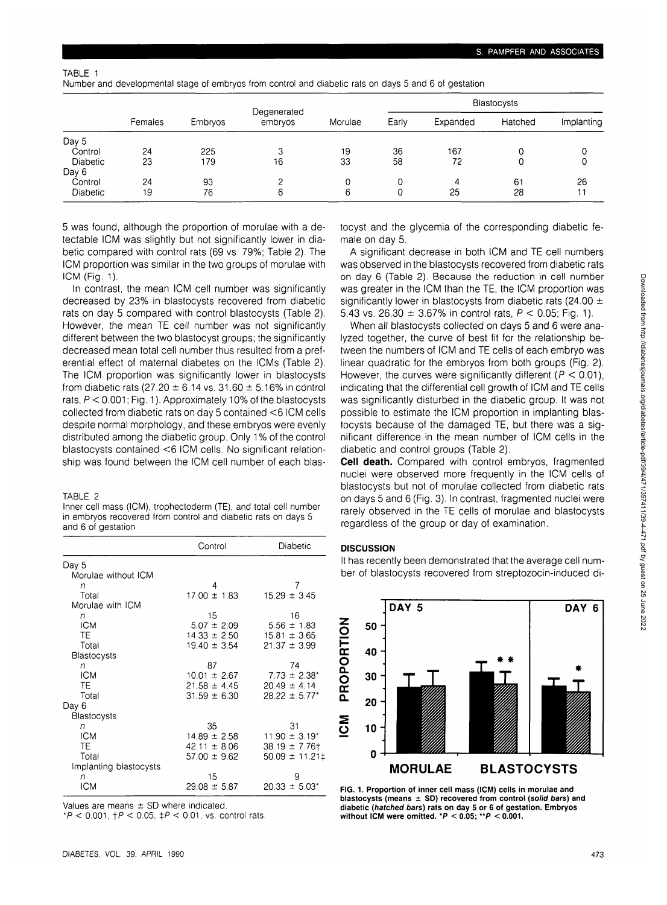TABLE 1
Number and developmental stage of embryos from control and diabetic rats on days 5 and 6 of gestation

| | Females | Embryos | Degenerated embryos | Morulae | Blastocysts | | | |
|---|---|---|---|---|---|---|---|---|
| | | | | | Early | Expanded | Hatched | Implanting |
| Day 5 | | | | | | | | |
| Control | 24 | 225 | 3 | 19 | 36 | 167 | 0 | 0 |
| Diabetic | 23 | 179 | 16 | 33 | 58 | 72 | 0 | 0 |
| Day 6 | | | | | | | | |
| Control | 24 | 93 | 2 | 0 | 0 | 4 | 61 | 26 |
| Diabetic | 19 | 76 | 6 | 6 | 0 | 25 | 28 | 11 |

5 was found, although the proportion of morulae with a detectable ICM was slightly but not significantly lower in diabetic compared with control rats (69 vs. 79%; Table 2). The ICM proportion was similar in the two groups of morulae with ICM (Fig. 1).

In contrast, the mean ICM cell number was significantly decreased by 23% in blastocysts recovered from diabetic rats on day 5 compared with control blastocysts (Table 2). However, the mean TE cell number was not significantly different between the two blastocyst groups; the significantly decreased mean total cell number thus resulted from a preferential effect of maternal diabetes on the ICMs (Table 2). The ICM proportion was significantly lower in blastocysts from diabetic rats (27.20 ± 6.14 vs. 31.60 ± 5.16% in control rats, $P < 0.001$; Fig. 1). Approximately 10% of the blastocysts collected from diabetic rats on day 5 contained <6 ICM cells despite normal morphology, and these embryos were evenly distributed among the diabetic group. Only 1% of the control blastocysts contained <6 ICM cells. No significant relationship was found between the ICM cell number of each blastocyst and the glycemia of the corresponding diabetic female on day 5.

A significant decrease in both ICM and TE cell numbers was observed in the blastocysts recovered from diabetic rats on day 6 (Table 2). Because the reduction in cell number was greater in the ICM than the TE, the ICM proportion was significantly lower in blastocysts from diabetic rats (24.00 ± 5.43 vs. 26.30 ± 3.67% in control rats, $P < 0.05$; Fig. 1).

When all blastocysts collected on days 5 and 6 were analyzed together, the curve of best fit for the relationship between the numbers of ICM and TE cells of each embryo was linear quadratic for the embryos from both groups (Fig. 2). However, the curves were significantly different ($P < 0.01$), indicating that the differential cell growth of ICM and TE cells was significantly disturbed in the diabetic group. It was not possible to estimate the ICM proportion in implanting blastocysts because of the damaged TE, but there was a significant difference in the mean number of ICM cells in the diabetic and control groups (Table 2).

**Cell death.** Compared with control embryos, fragmented nuclei were observed more frequently in the ICM cells of blastocysts but not of morulae collected from diabetic rats on days 5 and 6 (Fig. 3). In contrast, fragmented nuclei were rarely observed in the TE cells of morulae and blastocysts regardless of the group or day of examination.

TABLE 2
Inner cell mass (ICM), trophectoderm (TE), and total cell number in embryos recovered from control and diabetic rats on days 5 and 6 of gestation

| | Control | Diabetic |
|---|---|---|
| Day 5 | | |
| Morulae without ICM | | |
| *n* | 4 | 7 |
| Total | 17.00 ± 1.83 | 15.29 ± 3.45 |
| Morulae with ICM | | |
| *n* | 15 | 16 |
| ICM | 5.07 ± 2.09 | 5.56 ± 1.83 |
| TE | 14.33 ± 2.50 | 15.81 ± 3.65 |
| Total | 19.40 ± 3.54 | 21.37 ± 3.99 |
| Blastocysts | | |
| *n* | 87 | 74 |
| ICM | 10.01 ± 2.67 | 7.73 ± 2.38* |
| TE | 21.58 ± 4.45 | 20.49 ± 4.14 |
| Total | 31.59 ± 6.30 | 28.22 ± 5.77* |
| Day 6 | | |
| Blastocysts | | |
| *n* | 35 | 31 |
| ICM | 14.89 ± 2.58 | 11.90 ± 3.19* |
| TE | 42.11 ± 8.06 | 38.19 ± 7.76† |
| Total | 57.00 ± 9.62 | 50.09 ± 11.21‡ |
| Implanting blastocysts | | |
| *n* | 15 | 9 |
| ICM | 29.08 ± 5.87 | 20.33 ± 5.03* |

Values are means ± SD where indicated.
*$P < 0.001$, †$P < 0.05$, ‡$P < 0.01$, vs. control rats.

## DISCUSSION

It has recently been demonstrated that the average cell number of blastocysts recovered from streptozocin-induced di-

DAY 5
DAY 6
ICM PROPORTION
50
40
30
20
10
0
**
*
MORULAE
BLASTOCYSTS

**FIG. 1. Proportion of inner cell mass (ICM) cells in morulae and blastocysts (means ± SD) recovered from control (*solid bars*) and diabetic (*hatched bars*) rats on day 5 or 6 of gestation. Embryos without ICM were omitted. *$P < 0.05$; **$P < 0.001$.**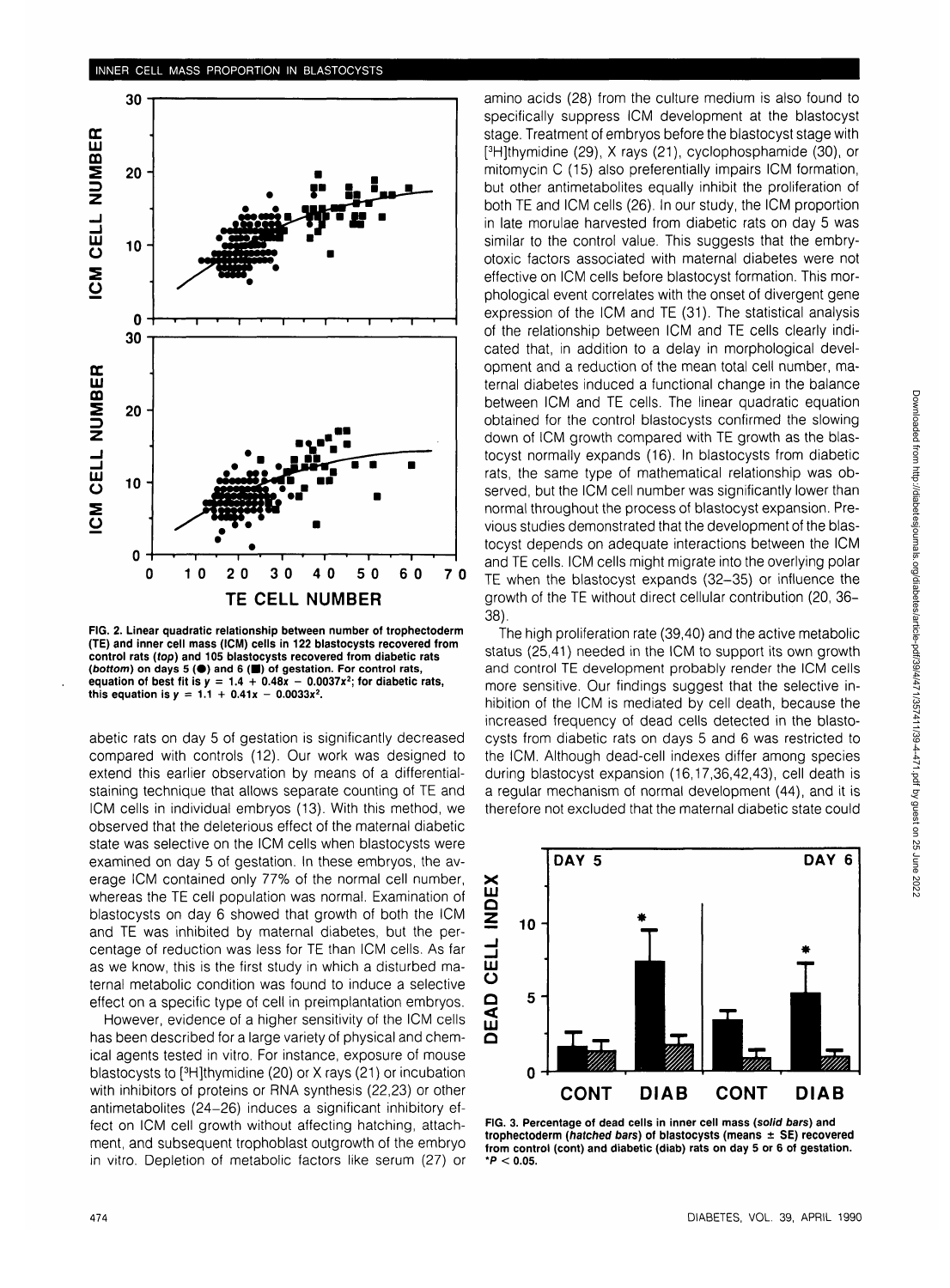ICM CELL NUMBER

30

20

10

0

ICM CELL NUMBER

30

20

10

0

0 10 20 30 40 50 60 70

TE CELL NUMBER

FIG. 2. Linear quadratic relationship between number of trophectoderm (TE) and inner cell mass (ICM) cells in 122 blastocysts recovered from control rats (*top*) and 105 blastocysts recovered from diabetic rats (*bottom*) on days 5 (●) and 6 (■) of gestation. For control rats, equation of best fit is $y = 1.4 + 0.48x - 0.0037x^2$; for diabetic rats, this equation is $y = 1.1 + 0.41x - 0.0033x^2$.

abetic rats on day 5 of gestation is significantly decreased compared with controls (12). Our work was designed to extend this earlier observation by means of a differential-staining technique that allows separate counting of TE and ICM cells in individual embryos (13). With this method, we observed that the deleterious effect of the maternal diabetic state was selective on the ICM cells when blastocysts were examined on day 5 of gestation. In these embryos, the average ICM contained only 77% of the normal cell number, whereas the TE cell population was normal. Examination of blastocysts on day 6 showed that growth of both the ICM and TE was inhibited by maternal diabetes, but the percentage of reduction was less for TE than ICM cells. As far as we know, this is the first study in which a disturbed maternal metabolic condition was found to induce a selective effect on a specific type of cell in preimplantation embryos.

However, evidence of a higher sensitivity of the ICM cells has been described for a large variety of physical and chemical agents tested in vitro. For instance, exposure of mouse blastocysts to [$^3$H]thymidine (20) or X rays (21) or incubation with inhibitors of proteins or RNA synthesis (22,23) or other antimetabolites (24–26) induces a significant inhibitory effect on ICM cell growth without affecting hatching, attachment, and subsequent trophoblast outgrowth of the embryo in vitro. Depletion of metabolic factors like serum (27) or amino acids (28) from the culture medium is also found to specifically suppress ICM development at the blastocyst stage. Treatment of embryos before the blastocyst stage with [$^3$H]thymidine (29), X rays (21), cyclophosphamide (30), or mitomycin C (15) also preferentially impairs ICM formation, but other antimetabolites equally inhibit the proliferation of both TE and ICM cells (26). In our study, the ICM proportion in late morulae harvested from diabetic rats on day 5 was similar to the control value. This suggests that the embryotoxic factors associated with maternal diabetes were not effective on ICM cells before blastocyst formation. This morphological event correlates with the onset of divergent gene expression of the ICM and TE (31). The statistical analysis of the relationship between ICM and TE cells clearly indicated that, in addition to a delay in morphological development and a reduction of the mean total cell number, maternal diabetes induced a functional change in the balance between ICM and TE cells. The linear quadratic equation obtained for the control blastocysts confirmed the slowing down of ICM growth compared with TE growth as the blastocyst normally expands (16). In blastocysts from diabetic rats, the same type of mathematical relationship was observed, but the ICM cell number was significantly lower than normal throughout the process of blastocyst expansion. Previous studies demonstrated that the development of the blastocyst depends on adequate interactions between the ICM and TE cells. ICM cells might migrate into the overlying polar TE when the blastocyst expands (32–35) or influence the growth of the TE without direct cellular contribution (20, 36–38).

The high proliferation rate (39,40) and the active metabolic status (25,41) needed in the ICM to support its own growth and control TE development probably render the ICM cells more sensitive. Our findings suggest that the selective inhibition of the ICM is mediated by cell death, because the increased frequency of dead cells detected in the blastocysts from diabetic rats on days 5 and 6 was restricted to the ICM. Although dead-cell indexes differ among species during blastocyst expansion (16,17,36,42,43), cell death is a regular mechanism of normal development (44), and it is therefore not excluded that the maternal diabetic state could

DAY 5

DAY 6

DEAD CELL INDEX

10

5

0

*

*

CONT DIAB CONT DIAB

FIG. 3. Percentage of dead cells in inner cell mass (*solid bars*) and trophectoderm (*hatched bars*) of blastocysts (means ± SE) recovered from control (cont) and diabetic (diab) rats on day 5 or 6 of gestation. $*P < 0.05$.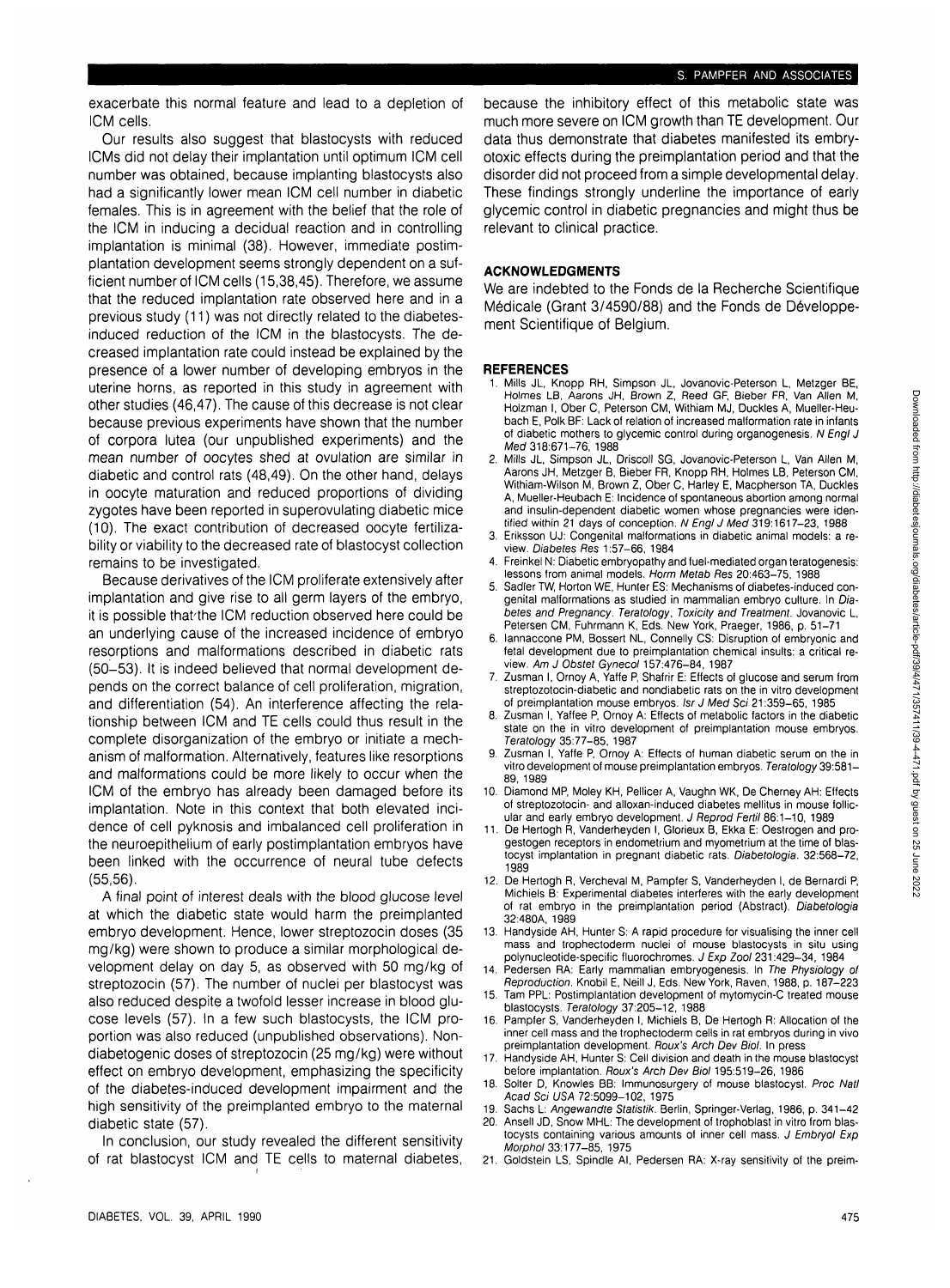exacerbate this normal feature and lead to a depletion of ICM cells.

Our results also suggest that blastocysts with reduced ICMs did not delay their implantation until optimum ICM cell number was obtained, because implanting blastocysts also had a significantly lower mean ICM cell number in diabetic females. This is in agreement with the belief that the role of the ICM in inducing a decidual reaction and in controlling implantation is minimal (38). However, immediate postimplantation development seems strongly dependent on a sufficient number of ICM cells (15,38,45). Therefore, we assume that the reduced implantation rate observed here and in a previous study (11) was not directly related to the diabetes-induced reduction of the ICM in the blastocysts. The decreased implantation rate could instead be explained by the presence of a lower number of developing embryos in the uterine horns, as reported in this study in agreement with other studies (46,47). The cause of this decrease is not clear because previous experiments have shown that the number of corpora lutea (our unpublished experiments) and the mean number of oocytes shed at ovulation are similar in diabetic and control rats (48,49). On the other hand, delays in oocyte maturation and reduced proportions of dividing zygotes have been reported in superovulating diabetic mice (10). The exact contribution of decreased oocyte fertilizability or viability to the decreased rate of blastocyst collection remains to be investigated.

Because derivatives of the ICM proliferate extensively after implantation and give rise to all germ layers of the embryo, it is possible that the ICM reduction observed here could be an underlying cause of the increased incidence of embryo resorptions and malformations described in diabetic rats (50–53). It is indeed believed that normal development depends on the correct balance of cell proliferation, migration, and differentiation (54). An interference affecting the relationship between ICM and TE cells could thus result in the complete disorganization of the embryo or initiate a mechanism of malformation. Alternatively, features like resorptions and malformations could be more likely to occur when the ICM of the embryo has already been damaged before its implantation. Note in this context that both elevated incidence of cell pyknosis and imbalanced cell proliferation in the neuroepithelium of early postimplantation embryos have been linked with the occurrence of neural tube defects (55,56).

A final point of interest deals with the blood glucose level at which the diabetic state would harm the preimplanted embryo development. Hence, lower streptozocin doses (35 mg/kg) were shown to produce a similar morphological development delay on day 5, as observed with 50 mg/kg of streptozocin (57). The number of nuclei per blastocyst was also reduced despite a twofold lesser increase in blood glucose levels (57). In a few such blastocysts, the ICM proportion was also reduced (unpublished observations). Nondiabetogenic doses of streptozocin (25 mg/kg) were without effect on embryo development, emphasizing the specificity of the diabetes-induced development impairment and the high sensitivity of the preimplanted embryo to the maternal diabetic state (57).

In conclusion, our study revealed the different sensitivity of rat blastocyst ICM and TE cells to maternal diabetes, because the inhibitory effect of this metabolic state was much more severe on ICM growth than TE development. Our data thus demonstrate that diabetes manifested its embryotoxic effects during the preimplantation period and that the disorder did not proceed from a simple developmental delay. These findings strongly underline the importance of early glycemic control in diabetic pregnancies and might thus be relevant to clinical practice.

## ACKNOWLEDGMENTS

We are indebted to the Fonds de la Recherche Scientifique Médicale (Grant 3/4590/88) and the Fonds de Développement Scientifique of Belgium.

## REFERENCES

1. Mills JL, Knopp RH, Simpson JL, Jovanovic-Peterson L, Metzger BE, Holmes LB, Aarons JH, Brown Z, Reed GF, Bieber FR, Van Allen M, Holzman I, Ober C, Peterson CM, Withiam MJ, Duckles A, Mueller-Heubach E, Polk BF: Lack of relation of increased malformation rate in infants of diabetic mothers to glycemic control during organogenesis. *N Engl J Med* 318:671–76, 1988
2. Mills JL, Simpson JL, Driscoll SG, Jovanovic-Peterson L, Van Allen M, Aarons JH, Metzger B, Bieber FR, Knopp RH, Holmes LB, Peterson CM, Withiam-Wilson M, Brown Z, Ober C, Harley E, Macpherson TA, Duckles A, Mueller-Heubach E: Incidence of spontaneous abortion among normal and insulin-dependent diabetic women whose pregnancies were identified within 21 days of conception. *N Engl J Med* 319:1617–23, 1988
3. Eriksson UJ: Congenital malformations in diabetic animal models: a review. *Diabetes Res* 1:57–66, 1984
4. Freinkel N: Diabetic embryopathy and fuel-mediated organ teratogenesis: lessons from animal models. *Horm Metab Res* 20:463–75, 1988
5. Sadler TW, Horton WE, Hunter ES: Mechanisms of diabetes-induced congenital malformations as studied in mammalian embryo culture. In *Diabetes and Pregnancy. Teratology, Toxicity and Treatment.* Jovanovic L, Petersen CM, Fuhrmann K, Eds. New York, Praeger, 1986, p. 51–71
6. Iannaccone PM, Bossert NL, Connelly CS: Disruption of embryonic and fetal development due to preimplantation chemical insults: a critical review. *Am J Obstet Gynecol* 157:476–84, 1987
7. Zusman I, Ornoy A, Yaffe P, Shafrir E: Effects of glucose and serum from streptozotocin-diabetic and nondiabetic rats on the in vitro development of preimplantation mouse embryos. *Isr J Med Sci* 21:359–65, 1985
8. Zusman I, Yaffee P, Ornoy A: Effects of metabolic factors in the diabetic state on the in vitro development of preimplantation mouse embryos. *Teratology* 35:77–85, 1987
9. Zusman I, Yaffe P, Ornoy A: Effects of human diabetic serum on the in vitro development of mouse preimplantation embryos. *Teratology* 39:581–89, 1989
10. Diamond MP, Moley KH, Pellicer A, Vaughn WK, De Cherney AH: Effects of streptozotocin- and alloxan-induced diabetes mellitus in mouse follicular and early embryo development. *J Reprod Fertil* 86:1–10, 1989
11. De Hertogh R, Vanderheyden I, Glorieux B, Ekka E: Oestrogen and progestogen receptors in endometrium and myometrium at the time of blastocyst implantation in pregnant diabetic rats. *Diabetologia.* 32:568–72, 1989
12. De Hertogh R, Vercheval M, Pampfer S, Vanderheyden I, de Bernardi P, Michiels B: Experimental diabetes interferes with the early development of rat embryo in the preimplantation period (Abstract). *Diabetologia* 32:480A, 1989
13. Handyside AH, Hunter S: A rapid procedure for visualising the inner cell mass and trophectoderm nuclei of mouse blastocysts in situ using polynucleotide-specific fluorochromes. *J Exp Zool* 231:429–34, 1984
14. Pedersen RA: Early mammalian embryogenesis. In *The Physiology of Reproduction.* Knobil E, Neill J, Eds. New York, Raven, 1988, p. 187–223
15. Tam PPL: Postimplantation development of mytomycin-C treated mouse blastocysts. *Teratology* 37:205–12, 1988
16. Pampfer S, Vanderheyden I, Michiels B, De Hertogh R: Allocation of the inner cell mass and the trophectoderm cells in rat embryos during in vivo preimplantation development. *Roux's Arch Dev Biol.* In press
17. Handyside AH, Hunter S: Cell division and death in the mouse blastocyst before implantation. *Roux's Arch Dev Biol* 195:519–26, 1986
18. Solter D, Knowles BB: Immunosurgery of mouse blastocyst. *Proc Natl Acad Sci USA* 72:5099–102, 1975
19. Sachs L: *Angewandte Statistik.* Berlin, Springer-Verlag, 1986, p. 341–42
20. Ansell JD, Snow MHL: The development of trophoblast in vitro from blastocysts containing various amounts of inner cell mass. *J Embryol Exp Morphol* 33:177–85, 1975
21. Goldstein LS, Spindle AI, Pedersen RA: X-ray sensitivity of the preim-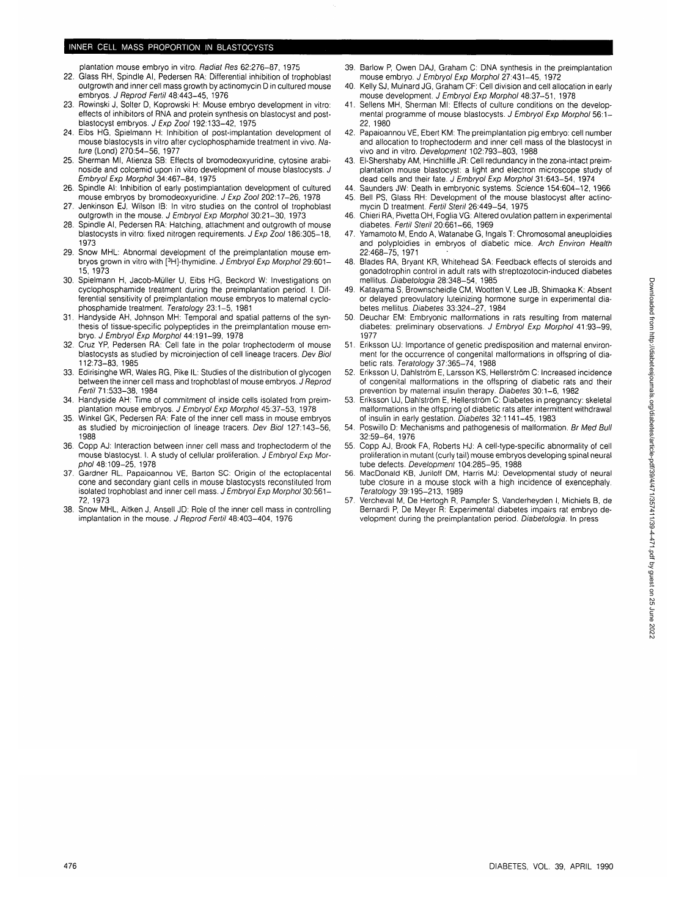plantation mouse embryo in vitro. *Radiat Res* 62:276–87, 1975

22. Glass RH, Spindle AI, Pedersen RA: Differential inhibition of trophoblast outgrowth and inner cell mass growth by actinomycin D in cultured mouse embryos. *J Reprod Fertil* 48:443–45, 1976
23. Rowinski J, Solter D, Koprowski H: Mouse embryo development in vitro: effects of inhibitors of RNA and protein synthesis on blastocyst and post-blastocyst embryos. *J Exp Zool* 192:133–42, 1975
24. Eibs HG, Spielmann H: Inhibition of post-implantation development of mouse blastocysts in vitro after cyclophosphamide treatment in vivo. *Nature (Lond)* 270:54–56, 1977
25. Sherman MI, Atienza SB: Effects of bromodeoxyuridine, cytosine arabinoside and colcemid upon in vitro development of mouse blastocysts. *J Embryol Exp Morphol* 34:467–84, 1975
26. Spindle AI: Inhibition of early postimplantation development of cultured mouse embryos by bromodeoxyuridine. *J Exp Zool* 202:17–26, 1978
27. Jenkinson EJ, Wilson IB: In vitro studies on the control of trophoblast outgrowth in the mouse. *J Embryol Exp Morphol* 30:21–30, 1973
28. Spindle AI, Pedersen RA: Hatching, attachment and outgrowth of mouse blastocysts in vitro: fixed nitrogen requirements. *J Exp Zool* 186:305–18, 1973
29. Snow MHL: Abnormal development of the preimplantation mouse embryos grown in vitro with [$^3$H]-thymidine. *J Embryol Exp Morphol* 29:601–15, 1973
30. Spielmann H, Jacob-Müller U, Eibs HG, Beckord W: Investigations on cyclophosphamide treatment during the preimplantation period. I. Differential sensitivity of preimplantation mouse embryos to maternal cyclophosphamide treatment. *Teratology* 23:1–5, 1981
31. Handyside AH, Johnson MH: Temporal and spatial patterns of the synthesis of tissue-specific polypeptides in the preimplantation mouse embryo. *J Embryol Exp Morphol* 44:191–99, 1978
32. Cruz YP, Pedersen RA: Cell fate in the polar trophectoderm of mouse blastocysts as studied by microinjection of cell lineage tracers. *Dev Biol* 112:73–83, 1985
33. Edirisinghe WR, Wales RG, Pike IL: Studies of the distribution of glycogen between the inner cell mass and trophoblast of mouse embryos. *J Reprod Fertil* 71:533–38, 1984
34. Handyside AH: Time of commitment of inside cells isolated from preimplantation mouse embryos. *J Embryol Exp Morphol* 45:37–53, 1978
35. Winkel GK, Pedersen RA: Fate of the inner cell mass in mouse embryos as studied by microinjection of lineage tracers. *Dev Biol* 127:143–56, 1988
36. Copp AJ: Interaction between inner cell mass and trophectoderm of the mouse blastocyst. I. A study of cellular proliferation. *J Embryol Exp Morphol* 48:109–25, 1978
37. Gardner RL, Papaioannou VE, Barton SC: Origin of the ectoplacental cone and secondary giant cells in mouse blastocysts reconstituted from isolated trophoblast and inner cell mass. *J Embryol Exp Morphol* 30:561–72, 1973
38. Snow MHL, Aitken J, Ansell JD: Role of the inner cell mass in controlling implantation in the mouse. *J Reprod Fertil* 48:403–404, 1976
39. Barlow P, Owen DAJ, Graham C: DNA synthesis in the preimplantation mouse embryo. *J Embryol Exp Morphol* 27:431–45, 1972
40. Kelly SJ, Mulnard JG, Graham CF: Cell division and cell allocation in early mouse development. *J Embryol Exp Morphol* 48:37–51, 1978
41. Sellens MH, Sherman MI: Effects of culture conditions on the developmental programme of mouse blastocysts. *J Embryol Exp Morphol* 56:1–22, 1980
42. Papaioannou VE, Ebert KM: The preimplantation pig embryo: cell number and allocation to trophectoderm and inner cell mass of the blastocyst in vivo and in vitro. *Development* 102:793–803, 1988
43. El-Shershaby AM, Hinchliffe JR: Cell redundancy in the zona-intact preimplantation mouse blastocyst: a light and electron microscope study of dead cells and their fate. *J Embryol Exp Morphol* 31:643–54, 1974
44. Saunders JW: Death in embryonic systems. *Science* 154:604–12, 1966
45. Bell PS, Glass RH: Development of the mouse blastocyst after actinomycin D treatment. *Fertil Steril* 26:449–54, 1975
46. Chieri RA, Pivetta OH, Foglia VG: Altered ovulation pattern in experimental diabetes. *Fertil Steril* 20:661–66, 1969
47. Yamamoto M, Endo A, Watanabe G, Ingals T: Chromosomal aneuploidies and polyploidies in embryos of diabetic mice. *Arch Environ Health* 22:468–75, 1971
48. Blades RA, Bryant KR, Whitehead SA: Feedback effects of steroids and gonadotrophin control in adult rats with streptozotocin-induced diabetes mellitus. *Diabetologia* 28:348–54, 1985
49. Katayama S, Brownscheidle CM, Wootten V, Lee JB, Shimaoka K: Absent or delayed preovulatory luteinizing hormone surge in experimental diabetes mellitus. *Diabetes* 33:324–27, 1984
50. Deuchar EM: Embryonic malformations in rats resulting from maternal diabetes: preliminary observations. *J Embryol Exp Morphol* 41:93–99, 1977
51. Eriksson UJ: Importance of genetic predisposition and maternal environment for the occurrence of congenital malformations in offspring of diabetic rats. *Teratology* 37:365–74, 1988
52. Eriksson U, Dahlström E, Larsson KS, Hellerström C: Increased incidence of congenital malformations in the offspring of diabetic rats and their prevention by maternal insulin therapy. *Diabetes* 30:1–6, 1982
53. Eriksson UJ, Dahlström E, Hellerström C: Diabetes in pregnancy: skeletal malformations in the offspring of diabetic rats after intermittent withdrawal of insulin in early gestation. *Diabetes* 32:1141–45, 1983
54. Poswillo D: Mechanisms and pathogenesis of malformation. *Br Med Bull* 32:59–64, 1976
55. Copp AJ, Brook FA, Roberts HJ: A cell-type-specific abnormality of cell proliferation in mutant (curly tail) mouse embryos developing spinal neural tube defects. *Development* 104:285–95, 1988
56. MacDonald KB, Juriloff DM, Harris MJ: Developmental study of neural tube closure in a mouse stock with a high incidence of exencephaly. *Teratology* 39:195–213, 1989
57. Vercheval M, De Hertogh R, Pampfer S, Vanderheyden I, Michiels B, de Bernardi P, De Meyer R: Experimental diabetes impairs rat embryo development during the preimplantation period. *Diabetologia*. In press